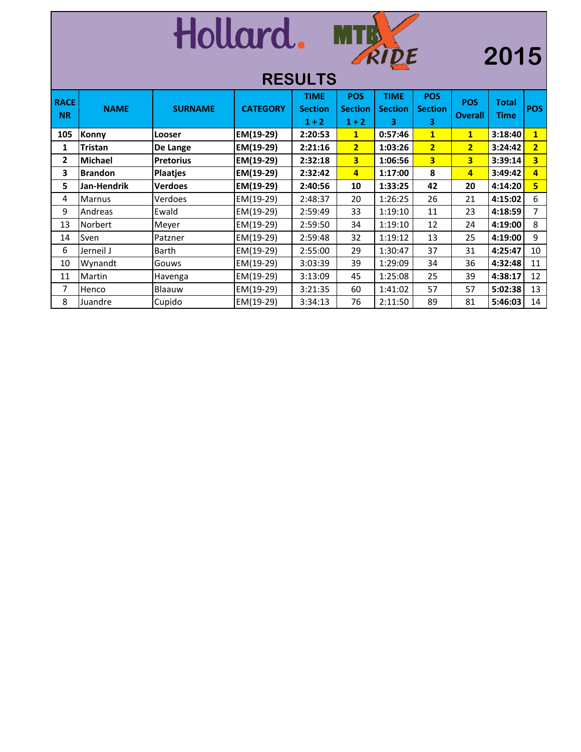# Hollard. MTB X RIDE 2015

## RESULTS

| RACE NR | NAME | SURNAME | CATEGORY | TIME Section 1 + 2 | POS Section 1 + 2 | TIME Section 3 | POS Section 3 | POS Overall | Total Time | POS |
|---|---|---|---|---|---|---|---|---|---|---|
| **105** | **Konny** | **Looser** | **EM(19-29)** | **2:20:53** | **1** | **0:57:46** | **1** | **1** | **3:18:40** | **1** |
| **1** | **Tristan** | **De Lange** | **EM(19-29)** | **2:21:16** | **2** | **1:03:26** | **2** | **2** | **3:24:42** | **2** |
| **2** | **Michael** | **Pretorius** | **EM(19-29)** | **2:32:18** | **3** | **1:06:56** | **3** | **3** | **3:39:14** | **3** |
| **3** | **Brandon** | **Plaatjes** | **EM(19-29)** | **2:32:42** | **4** | **1:17:00** | **8** | **4** | **3:49:42** | **4** |
| **5** | **Jan-Hendrik** | **Verdoes** | **EM(19-29)** | **2:40:56** | **10** | **1:33:25** | **42** | **20** | **4:14:20** | **5** |
| 4 | Marnus | Verdoes | EM(19-29) | 2:48:37 | 20 | 1:26:25 | 26 | 21 | **4:15:02** | 6 |
| 9 | Andreas | Ewald | EM(19-29) | 2:59:49 | 33 | 1:19:10 | 11 | 23 | **4:18:59** | 7 |
| 13 | Norbert | Meyer | EM(19-29) | 2:59:50 | 34 | 1:19:10 | 12 | 24 | **4:19:00** | 8 |
| 14 | Sven | Patzner | EM(19-29) | 2:59:48 | 32 | 1:19:12 | 13 | 25 | **4:19:00** | 9 |
| 6 | Jerneil J | Barth | EM(19-29) | 2:55:00 | 29 | 1:30:47 | 37 | 31 | **4:25:47** | 10 |
| 10 | Wynandt | Gouws | EM(19-29) | 3:03:39 | 39 | 1:29:09 | 34 | 36 | **4:32:48** | 11 |
| 11 | Martin | Havenga | EM(19-29) | 3:13:09 | 45 | 1:25:08 | 25 | 39 | **4:38:17** | 12 |
| 7 | Henco | Blaauw | EM(19-29) | 3:21:35 | 60 | 1:41:02 | 57 | 57 | **5:02:38** | 13 |
| 8 | Juandre | Cupido | EM(19-29) | 3:34:13 | 76 | 2:11:50 | 89 | 81 | **5:46:03** | 14 |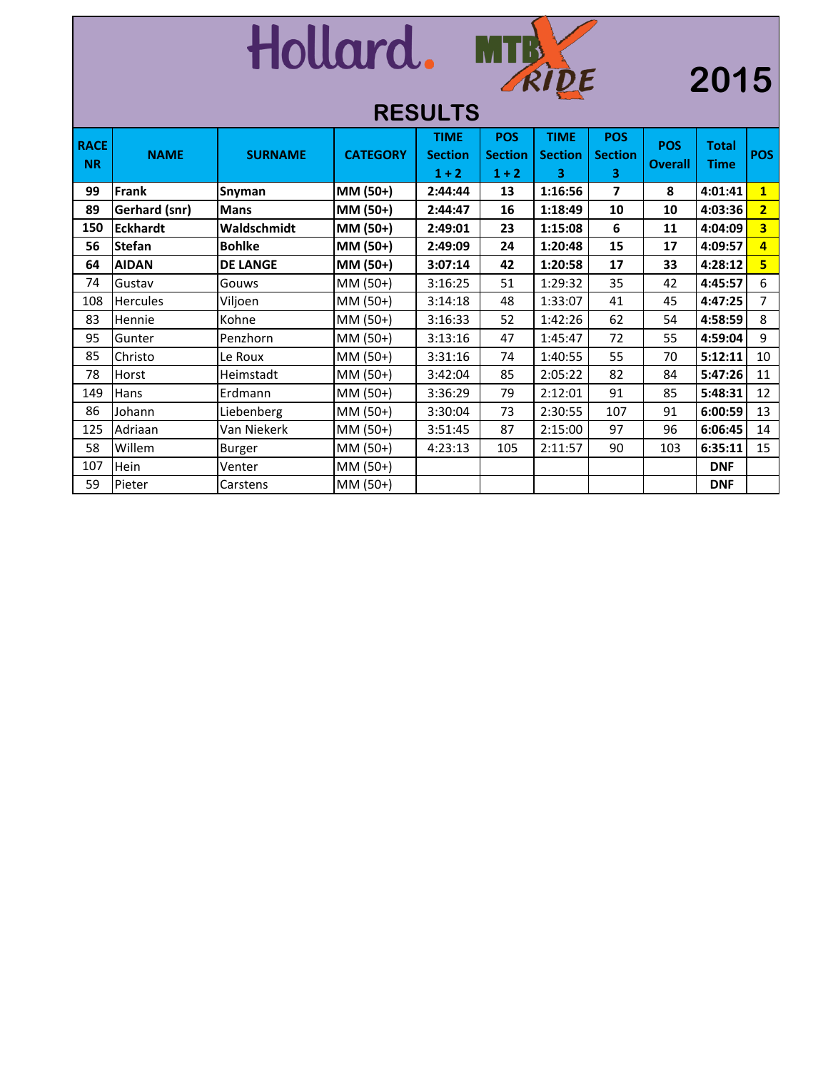Hollard. MTB X RIDE 2015

# RESULTS

| RACE NR | NAME | SURNAME | CATEGORY | TIME Section 1 + 2 | POS Section 1 + 2 | TIME Section 3 | POS Section 3 | POS Overall | Total Time | POS |
|---|---|---|---|---|---|---|---|---|---|---|
| **99** | **Frank** | **Snyman** | **MM (50+)** | **2:44:44** | **13** | **1:16:56** | **7** | **8** | **4:01:41** | **1** |
| **89** | **Gerhard (snr)** | **Mans** | **MM (50+)** | **2:44:47** | **16** | **1:18:49** | **10** | **10** | **4:03:36** | **2** |
| **150** | **Eckhardt** | **Waldschmidt** | **MM (50+)** | **2:49:01** | **23** | **1:15:08** | **6** | **11** | **4:04:09** | **3** |
| **56** | **Stefan** | **Bohlke** | **MM (50+)** | **2:49:09** | **24** | **1:20:48** | **15** | **17** | **4:09:57** | **4** |
| **64** | **AIDAN** | **DE LANGE** | **MM (50+)** | **3:07:14** | **42** | **1:20:58** | **17** | **33** | **4:28:12** | **5** |
| 74 | Gustav | Gouws | MM (50+) | 3:16:25 | 51 | 1:29:32 | 35 | 42 | **4:45:57** | 6 |
| 108 | Hercules | Viljoen | MM (50+) | 3:14:18 | 48 | 1:33:07 | 41 | 45 | **4:47:25** | 7 |
| 83 | Hennie | Kohne | MM (50+) | 3:16:33 | 52 | 1:42:26 | 62 | 54 | **4:58:59** | 8 |
| 95 | Gunter | Penzhorn | MM (50+) | 3:13:16 | 47 | 1:45:47 | 72 | 55 | **4:59:04** | 9 |
| 85 | Christo | Le Roux | MM (50+) | 3:31:16 | 74 | 1:40:55 | 55 | 70 | **5:12:11** | 10 |
| 78 | Horst | Heimstadt | MM (50+) | 3:42:04 | 85 | 2:05:22 | 82 | 84 | **5:47:26** | 11 |
| 149 | Hans | Erdmann | MM (50+) | 3:36:29 | 79 | 2:12:01 | 91 | 85 | **5:48:31** | 12 |
| 86 | Johann | Liebenberg | MM (50+) | 3:30:04 | 73 | 2:30:55 | 107 | 91 | **6:00:59** | 13 |
| 125 | Adriaan | Van Niekerk | MM (50+) | 3:51:45 | 87 | 2:15:00 | 97 | 96 | **6:06:45** | 14 |
| 58 | Willem | Burger | MM (50+) | 4:23:13 | 105 | 2:11:57 | 90 | 103 | **6:35:11** | 15 |
| 107 | Hein | Venter | MM (50+) | | | | | | **DNF** | |
| 59 | Pieter | Carstens | MM (50+) | | | | | | **DNF** | |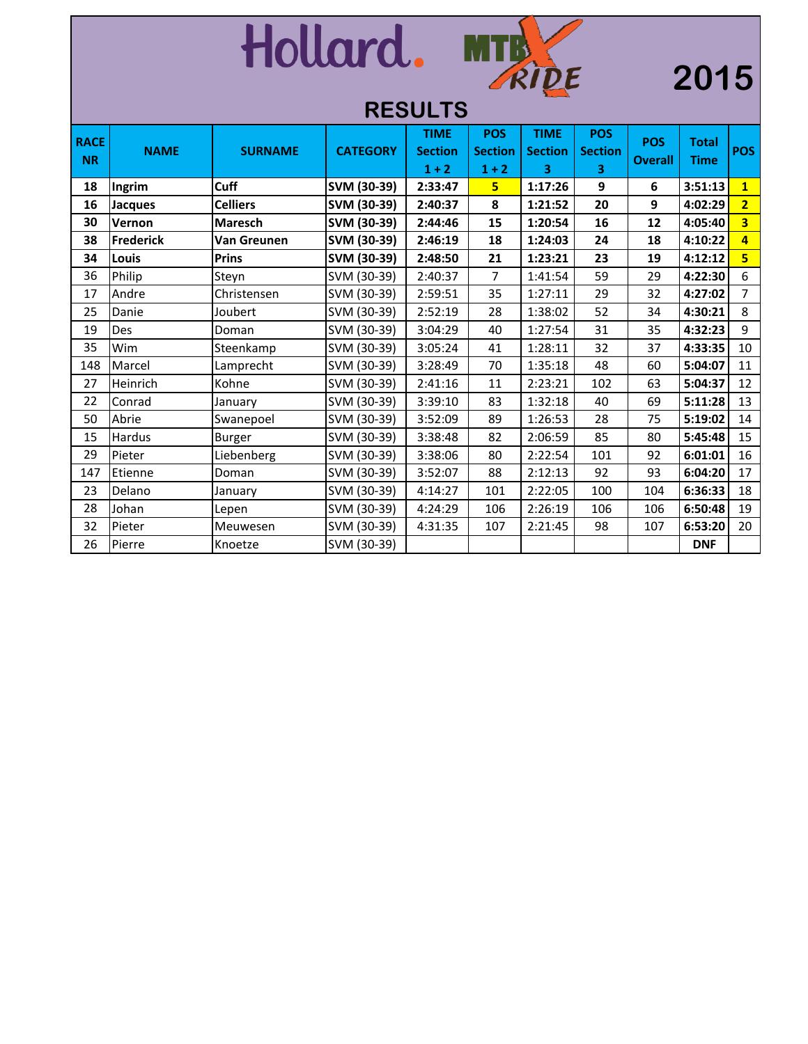# Hollard. MTB X RIDE 2015

## RESULTS

| RACE NR | NAME | SURNAME | CATEGORY | TIME Section 1 + 2 | POS Section 1 + 2 | TIME Section 3 | POS Section 3 | POS Overall | Total Time | POS |
|---|---|---|---|---|---|---|---|---|---|---|
| **18** | **Ingrim** | **Cuff** | **SVM (30-39)** | **2:33:47** | **5** | **1:17:26** | **9** | **6** | **3:51:13** | **1** |
| **16** | **Jacques** | **Celliers** | **SVM (30-39)** | **2:40:37** | **8** | **1:21:52** | **20** | **9** | **4:02:29** | **2** |
| **30** | **Vernon** | **Maresch** | **SVM (30-39)** | **2:44:46** | **15** | **1:20:54** | **16** | **12** | **4:05:40** | **3** |
| **38** | **Frederick** | **Van Greunen** | **SVM (30-39)** | **2:46:19** | **18** | **1:24:03** | **24** | **18** | **4:10:22** | **4** |
| **34** | **Louis** | **Prins** | **SVM (30-39)** | **2:48:50** | **21** | **1:23:21** | **23** | **19** | **4:12:12** | **5** |
| 36 | Philip | Steyn | SVM (30-39) | 2:40:37 | 7 | 1:41:54 | 59 | 29 | **4:22:30** | 6 |
| 17 | Andre | Christensen | SVM (30-39) | 2:59:51 | 35 | 1:27:11 | 29 | 32 | **4:27:02** | 7 |
| 25 | Danie | Joubert | SVM (30-39) | 2:52:19 | 28 | 1:38:02 | 52 | 34 | **4:30:21** | 8 |
| 19 | Des | Doman | SVM (30-39) | 3:04:29 | 40 | 1:27:54 | 31 | 35 | **4:32:23** | 9 |
| 35 | Wim | Steenkamp | SVM (30-39) | 3:05:24 | 41 | 1:28:11 | 32 | 37 | **4:33:35** | 10 |
| 148 | Marcel | Lamprecht | SVM (30-39) | 3:28:49 | 70 | 1:35:18 | 48 | 60 | **5:04:07** | 11 |
| 27 | Heinrich | Kohne | SVM (30-39) | 2:41:16 | 11 | 2:23:21 | 102 | 63 | **5:04:37** | 12 |
| 22 | Conrad | January | SVM (30-39) | 3:39:10 | 83 | 1:32:18 | 40 | 69 | **5:11:28** | 13 |
| 50 | Abrie | Swanepoel | SVM (30-39) | 3:52:09 | 89 | 1:26:53 | 28 | 75 | **5:19:02** | 14 |
| 15 | Hardus | Burger | SVM (30-39) | 3:38:48 | 82 | 2:06:59 | 85 | 80 | **5:45:48** | 15 |
| 29 | Pieter | Liebenberg | SVM (30-39) | 3:38:06 | 80 | 2:22:54 | 101 | 92 | **6:01:01** | 16 |
| 147 | Etienne | Doman | SVM (30-39) | 3:52:07 | 88 | 2:12:13 | 92 | 93 | **6:04:20** | 17 |
| 23 | Delano | January | SVM (30-39) | 4:14:27 | 101 | 2:22:05 | 100 | 104 | **6:36:33** | 18 |
| 28 | Johan | Lepen | SVM (30-39) | 4:24:29 | 106 | 2:26:19 | 106 | 106 | **6:50:48** | 19 |
| 32 | Pieter | Meuwesen | SVM (30-39) | 4:31:35 | 107 | 2:21:45 | 98 | 107 | **6:53:20** | 20 |
| 26 | Pierre | Knoetze | SVM (30-39) | | | | | | **DNF** | |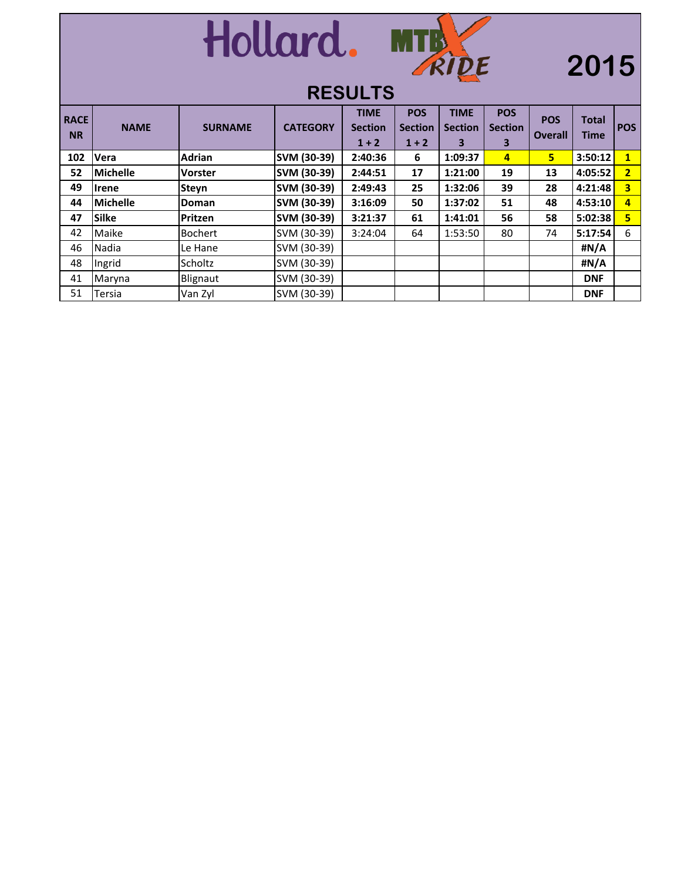# Hollard. MTB X RIDE 2015

## RESULTS

| RACE NR | NAME | SURNAME | CATEGORY | TIME Section 1 + 2 | POS Section 1 + 2 | TIME Section 3 | POS Section 3 | POS Overall | Total Time | POS |
|---|---|---|---|---|---|---|---|---|---|---|
| **102** | **Vera** | **Adrian** | **SVM (30-39)** | **2:40:36** | **6** | **1:09:37** | **4** | **5** | **3:50:12** | **1** |
| **52** | **Michelle** | **Vorster** | **SVM (30-39)** | **2:44:51** | **17** | **1:21:00** | **19** | **13** | **4:05:52** | **2** |
| **49** | **Irene** | **Steyn** | **SVM (30-39)** | **2:49:43** | **25** | **1:32:06** | **39** | **28** | **4:21:48** | **3** |
| **44** | **Michelle** | **Doman** | **SVM (30-39)** | **3:16:09** | **50** | **1:37:02** | **51** | **48** | **4:53:10** | **4** |
| **47** | **Silke** | **Pritzen** | **SVM (30-39)** | **3:21:37** | **61** | **1:41:01** | **56** | **58** | **5:02:38** | **5** |
| 42 | Maike | Bochert | SVM (30-39) | 3:24:04 | 64 | 1:53:50 | 80 | 74 | **5:17:54** | 6 |
| 46 | Nadia | Le Hane | SVM (30-39) | | | | | | **#N/A** | |
| 48 | Ingrid | Scholtz | SVM (30-39) | | | | | | **#N/A** | |
| 41 | Maryna | Blignaut | SVM (30-39) | | | | | | **DNF** | |
| 51 | Tersia | Van Zyl | SVM (30-39) | | | | | | **DNF** | |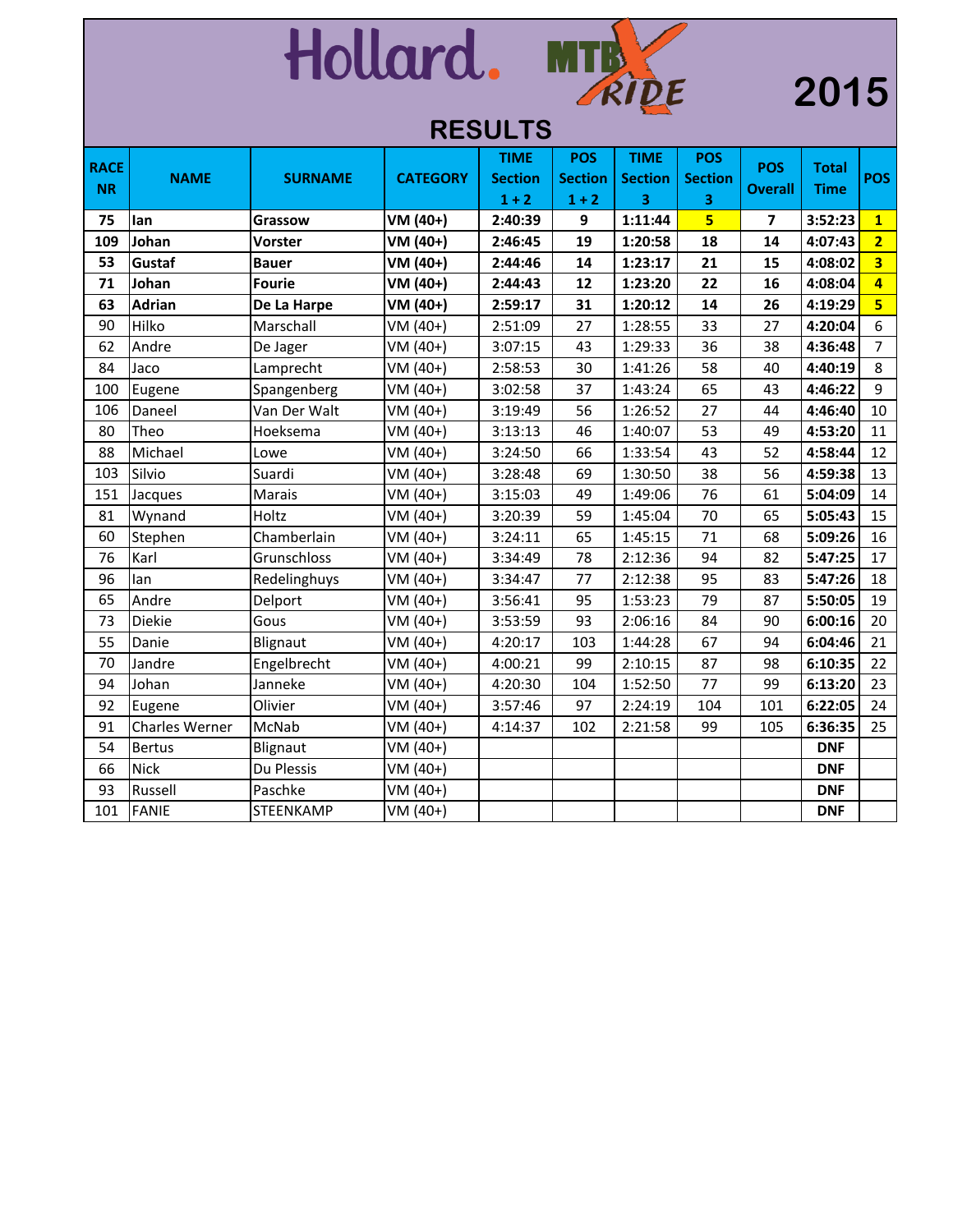# Hollard. MTB X RIDE 2015

## RESULTS

| RACE NR | NAME | SURNAME | CATEGORY | TIME Section 1 + 2 | POS Section 1 + 2 | TIME Section 3 | POS Section 3 | POS Overall | Total Time | POS |
|---|---|---|---|---|---|---|---|---|---|---|
| **75** | **Ian** | **Grassow** | **VM (40+)** | **2:40:39** | **9** | **1:11:44** | **5** | **7** | **3:52:23** | **1** |
| **109** | **Johan** | **Vorster** | **VM (40+)** | **2:46:45** | **19** | **1:20:58** | **18** | **14** | **4:07:43** | **2** |
| **53** | **Gustaf** | **Bauer** | **VM (40+)** | **2:44:46** | **14** | **1:23:17** | **21** | **15** | **4:08:02** | **3** |
| **71** | **Johan** | **Fourie** | **VM (40+)** | **2:44:43** | **12** | **1:23:20** | **22** | **16** | **4:08:04** | **4** |
| **63** | **Adrian** | **De La Harpe** | **VM (40+)** | **2:59:17** | **31** | **1:20:12** | **14** | **26** | **4:19:29** | **5** |
| 90 | Hilko | Marschall | VM (40+) | 2:51:09 | 27 | 1:28:55 | 33 | 27 | **4:20:04** | 6 |
| 62 | Andre | De Jager | VM (40+) | 3:07:15 | 43 | 1:29:33 | 36 | 38 | **4:36:48** | 7 |
| 84 | Jaco | Lamprecht | VM (40+) | 2:58:53 | 30 | 1:41:26 | 58 | 40 | **4:40:19** | 8 |
| 100 | Eugene | Spangenberg | VM (40+) | 3:02:58 | 37 | 1:43:24 | 65 | 43 | **4:46:22** | 9 |
| 106 | Daneel | Van Der Walt | VM (40+) | 3:19:49 | 56 | 1:26:52 | 27 | 44 | **4:46:40** | 10 |
| 80 | Theo | Hoeksema | VM (40+) | 3:13:13 | 46 | 1:40:07 | 53 | 49 | **4:53:20** | 11 |
| 88 | Michael | Lowe | VM (40+) | 3:24:50 | 66 | 1:33:54 | 43 | 52 | **4:58:44** | 12 |
| 103 | Silvio | Suardi | VM (40+) | 3:28:48 | 69 | 1:30:50 | 38 | 56 | **4:59:38** | 13 |
| 151 | Jacques | Marais | VM (40+) | 3:15:03 | 49 | 1:49:06 | 76 | 61 | **5:04:09** | 14 |
| 81 | Wynand | Holtz | VM (40+) | 3:20:39 | 59 | 1:45:04 | 70 | 65 | **5:05:43** | 15 |
| 60 | Stephen | Chamberlain | VM (40+) | 3:24:11 | 65 | 1:45:15 | 71 | 68 | **5:09:26** | 16 |
| 76 | Karl | Grunschloss | VM (40+) | 3:34:49 | 78 | 2:12:36 | 94 | 82 | **5:47:25** | 17 |
| 96 | Ian | Redelinghuys | VM (40+) | 3:34:47 | 77 | 2:12:38 | 95 | 83 | **5:47:26** | 18 |
| 65 | Andre | Delport | VM (40+) | 3:56:41 | 95 | 1:53:23 | 79 | 87 | **5:50:05** | 19 |
| 73 | Diekie | Gous | VM (40+) | 3:53:59 | 93 | 2:06:16 | 84 | 90 | **6:00:16** | 20 |
| 55 | Danie | Blignaut | VM (40+) | 4:20:17 | 103 | 1:44:28 | 67 | 94 | **6:04:46** | 21 |
| 70 | Jandre | Engelbrecht | VM (40+) | 4:00:21 | 99 | 2:10:15 | 87 | 98 | **6:10:35** | 22 |
| 94 | Johan | Janneke | VM (40+) | 4:20:30 | 104 | 1:52:50 | 77 | 99 | **6:13:20** | 23 |
| 92 | Eugene | Olivier | VM (40+) | 3:57:46 | 97 | 2:24:19 | 104 | 101 | **6:22:05** | 24 |
| 91 | Charles Werner | McNab | VM (40+) | 4:14:37 | 102 | 2:21:58 | 99 | 105 | **6:36:35** | 25 |
| 54 | Bertus | Blignaut | VM (40+) | | | | | | **DNF** | |
| 66 | Nick | Du Plessis | VM (40+) | | | | | | **DNF** | |
| 93 | Russell | Paschke | VM (40+) | | | | | | **DNF** | |
| 101 | FANIE | STEENKAMP | VM (40+) | | | | | | **DNF** | |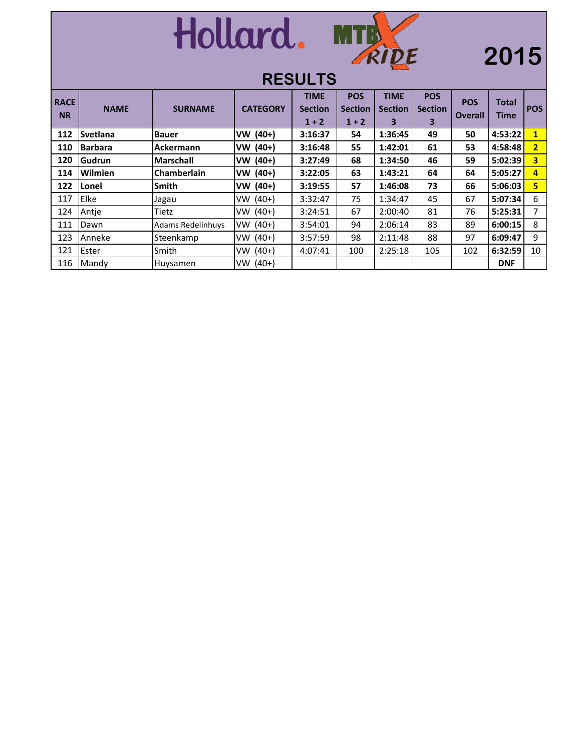# Hollard. MTB X RIDE 2015

## RESULTS

| RACE NR | NAME | SURNAME | CATEGORY | TIME Section 1 + 2 | POS Section 1 + 2 | TIME Section 3 | POS Section 3 | POS Overall | Total Time | POS |
|---|---|---|---|---|---|---|---|---|---|---|
| **112** | **Svetlana** | **Bauer** | **VW (40+)** | **3:16:37** | **54** | **1:36:45** | **49** | **50** | **4:53:22** | **1** |
| **110** | **Barbara** | **Ackermann** | **VW (40+)** | **3:16:48** | **55** | **1:42:01** | **61** | **53** | **4:58:48** | **2** |
| **120** | **Gudrun** | **Marschall** | **VW (40+)** | **3:27:49** | **68** | **1:34:50** | **46** | **59** | **5:02:39** | **3** |
| **114** | **Wilmien** | **Chamberlain** | **VW (40+)** | **3:22:05** | **63** | **1:43:21** | **64** | **64** | **5:05:27** | **4** |
| **122** | **Lonel** | **Smith** | **VW (40+)** | **3:19:55** | **57** | **1:46:08** | **73** | **66** | **5:06:03** | **5** |
| 117 | Elke | Jagau | VW (40+) | 3:32:47 | 75 | 1:34:47 | 45 | 67 | **5:07:34** | 6 |
| 124 | Antje | Tietz | VW (40+) | 3:24:51 | 67 | 2:00:40 | 81 | 76 | **5:25:31** | 7 |
| 111 | Dawn | Adams Redelinhuys | VW (40+) | 3:54:01 | 94 | 2:06:14 | 83 | 89 | **6:00:15** | 8 |
| 123 | Anneke | Steenkamp | VW (40+) | 3:57:59 | 98 | 2:11:48 | 88 | 97 | **6:09:47** | 9 |
| 121 | Ester | Smith | VW (40+) | 4:07:41 | 100 | 2:25:18 | 105 | 102 | **6:32:59** | 10 |
| 116 | Mandy | Huysamen | VW (40+) | | | | | | **DNF** | |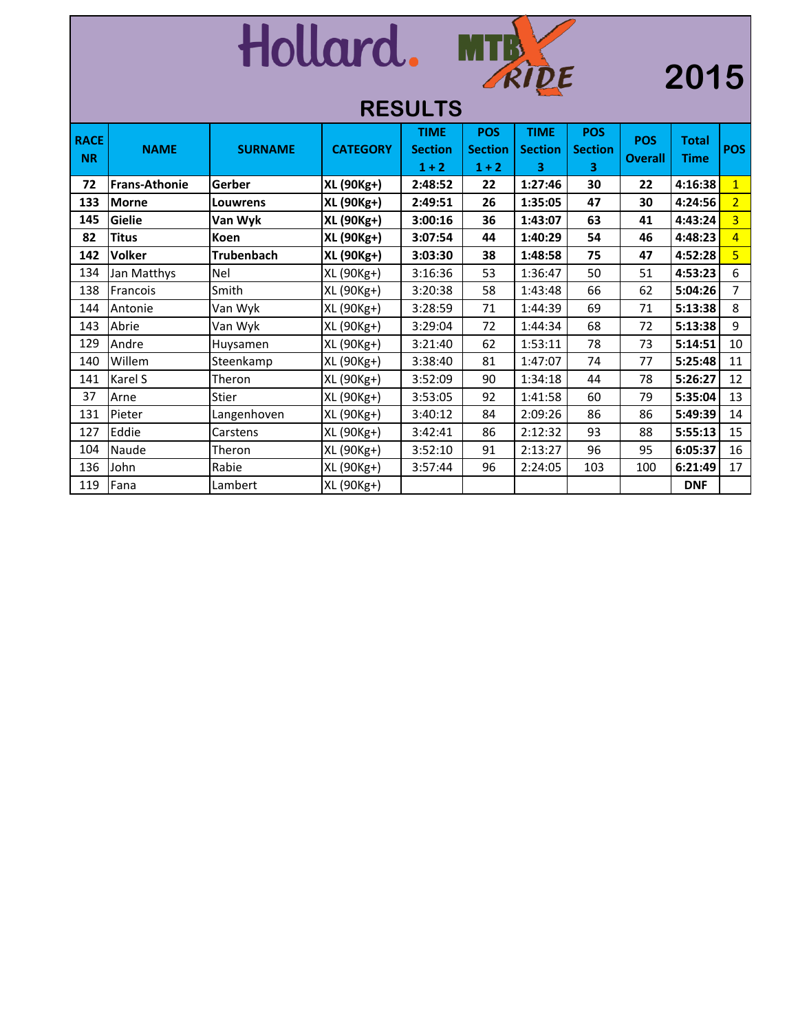Hollard. MTB X RIDE 2015

## RESULTS

| RACE NR | NAME | SURNAME | CATEGORY | TIME Section 1 + 2 | POS Section 1 + 2 | TIME Section 3 | POS Section 3 | POS Overall | Total Time | POS |
|---|---|---|---|---|---|---|---|---|---|---|
| **72** | **Frans-Athonie** | **Gerber** | **XL (90Kg+)** | **2:48:52** | **22** | **1:27:46** | **30** | **22** | **4:16:38** | 1 |
| **133** | **Morne** | **Louwrens** | **XL (90Kg+)** | **2:49:51** | **26** | **1:35:05** | **47** | **30** | **4:24:56** | 2 |
| **145** | **Gielie** | **Van Wyk** | **XL (90Kg+)** | **3:00:16** | **36** | **1:43:07** | **63** | **41** | **4:43:24** | 3 |
| **82** | **Titus** | **Koen** | **XL (90Kg+)** | **3:07:54** | **44** | **1:40:29** | **54** | **46** | **4:48:23** | 4 |
| **142** | **Volker** | **Trubenbach** | **XL (90Kg+)** | **3:03:30** | **38** | **1:48:58** | **75** | **47** | **4:52:28** | 5 |
| 134 | Jan Matthys | Nel | XL (90Kg+) | 3:16:36 | 53 | 1:36:47 | 50 | 51 | **4:53:23** | 6 |
| 138 | Francois | Smith | XL (90Kg+) | 3:20:38 | 58 | 1:43:48 | 66 | 62 | **5:04:26** | 7 |
| 144 | Antonie | Van Wyk | XL (90Kg+) | 3:28:59 | 71 | 1:44:39 | 69 | 71 | **5:13:38** | 8 |
| 143 | Abrie | Van Wyk | XL (90Kg+) | 3:29:04 | 72 | 1:44:34 | 68 | 72 | **5:13:38** | 9 |
| 129 | Andre | Huysamen | XL (90Kg+) | 3:21:40 | 62 | 1:53:11 | 78 | 73 | **5:14:51** | 10 |
| 140 | Willem | Steenkamp | XL (90Kg+) | 3:38:40 | 81 | 1:47:07 | 74 | 77 | **5:25:48** | 11 |
| 141 | Karel S | Theron | XL (90Kg+) | 3:52:09 | 90 | 1:34:18 | 44 | 78 | **5:26:27** | 12 |
| 37 | Arne | Stier | XL (90Kg+) | 3:53:05 | 92 | 1:41:58 | 60 | 79 | **5:35:04** | 13 |
| 131 | Pieter | Langenhoven | XL (90Kg+) | 3:40:12 | 84 | 2:09:26 | 86 | 86 | **5:49:39** | 14 |
| 127 | Eddie | Carstens | XL (90Kg+) | 3:42:41 | 86 | 2:12:32 | 93 | 88 | **5:55:13** | 15 |
| 104 | Naude | Theron | XL (90Kg+) | 3:52:10 | 91 | 2:13:27 | 96 | 95 | **6:05:37** | 16 |
| 136 | John | Rabie | XL (90Kg+) | 3:57:44 | 96 | 2:24:05 | 103 | 100 | **6:21:49** | 17 |
| 119 | Fana | Lambert | XL (90Kg+) | | | | | | **DNF** | |